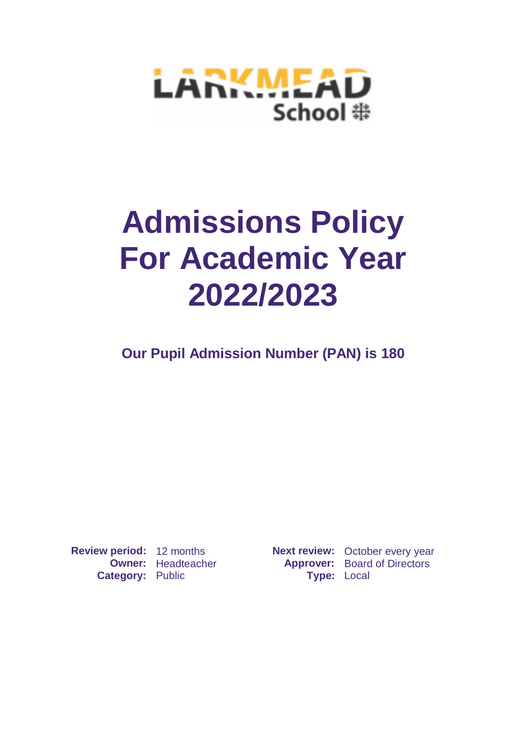LARKMEAD School

# Admissions Policy For Academic Year 2022/2023

**Our Pupil Admission Number (PAN) is 180**

| | | | |
|---|---|---|---|
| **Review period:** | 12 months | **Next review:** | October every year |
| **Owner:** | Headteacher | **Approver:** | Board of Directors |
| **Category:** | Public | **Type:** | Local |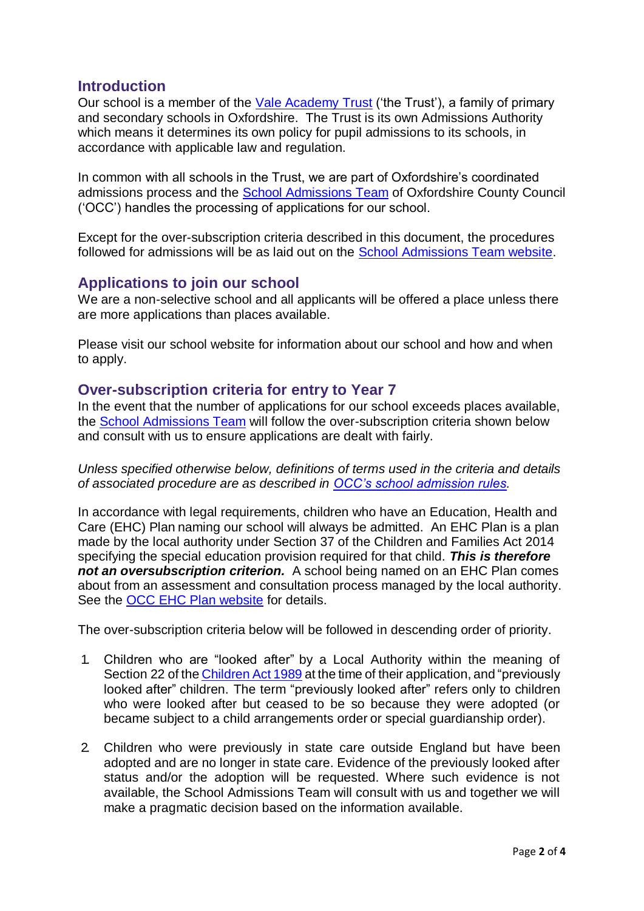## Introduction

Our school is a member of the Vale Academy Trust ('the Trust'), a family of primary and secondary schools in Oxfordshire. The Trust is its own Admissions Authority which means it determines its own policy for pupil admissions to its schools, in accordance with applicable law and regulation.

In common with all schools in the Trust, we are part of Oxfordshire's coordinated admissions process and the School Admissions Team of Oxfordshire County Council ('OCC') handles the processing of applications for our school.

Except for the over-subscription criteria described in this document, the procedures followed for admissions will be as laid out on the School Admissions Team website.

## Applications to join our school

We are a non-selective school and all applicants will be offered a place unless there are more applications than places available.

Please visit our school website for information about our school and how and when to apply.

## Over-subscription criteria for entry to Year 7

In the event that the number of applications for our school exceeds places available, the School Admissions Team will follow the over-subscription criteria shown below and consult with us to ensure applications are dealt with fairly.

*Unless specified otherwise below, definitions of terms used in the criteria and details of associated procedure are as described in OCC's school admission rules.*

In accordance with legal requirements, children who have an Education, Health and Care (EHC) Plan naming our school will always be admitted. An EHC Plan is a plan made by the local authority under Section 37 of the Children and Families Act 2014 specifying the special education provision required for that child. ***This is therefore not an oversubscription criterion.*** A school being named on an EHC Plan comes about from an assessment and consultation process managed by the local authority. See the OCC EHC Plan website for details.

The over-subscription criteria below will be followed in descending order of priority.

1. Children who are "looked after" by a Local Authority within the meaning of Section 22 of the Children Act 1989 at the time of their application, and "previously looked after" children. The term "previously looked after" refers only to children who were looked after but ceased to be so because they were adopted (or became subject to a child arrangements order or special guardianship order).

2. Children who were previously in state care outside England but have been adopted and are no longer in state care. Evidence of the previously looked after status and/or the adoption will be requested. Where such evidence is not available, the School Admissions Team will consult with us and together we will make a pragmatic decision based on the information available.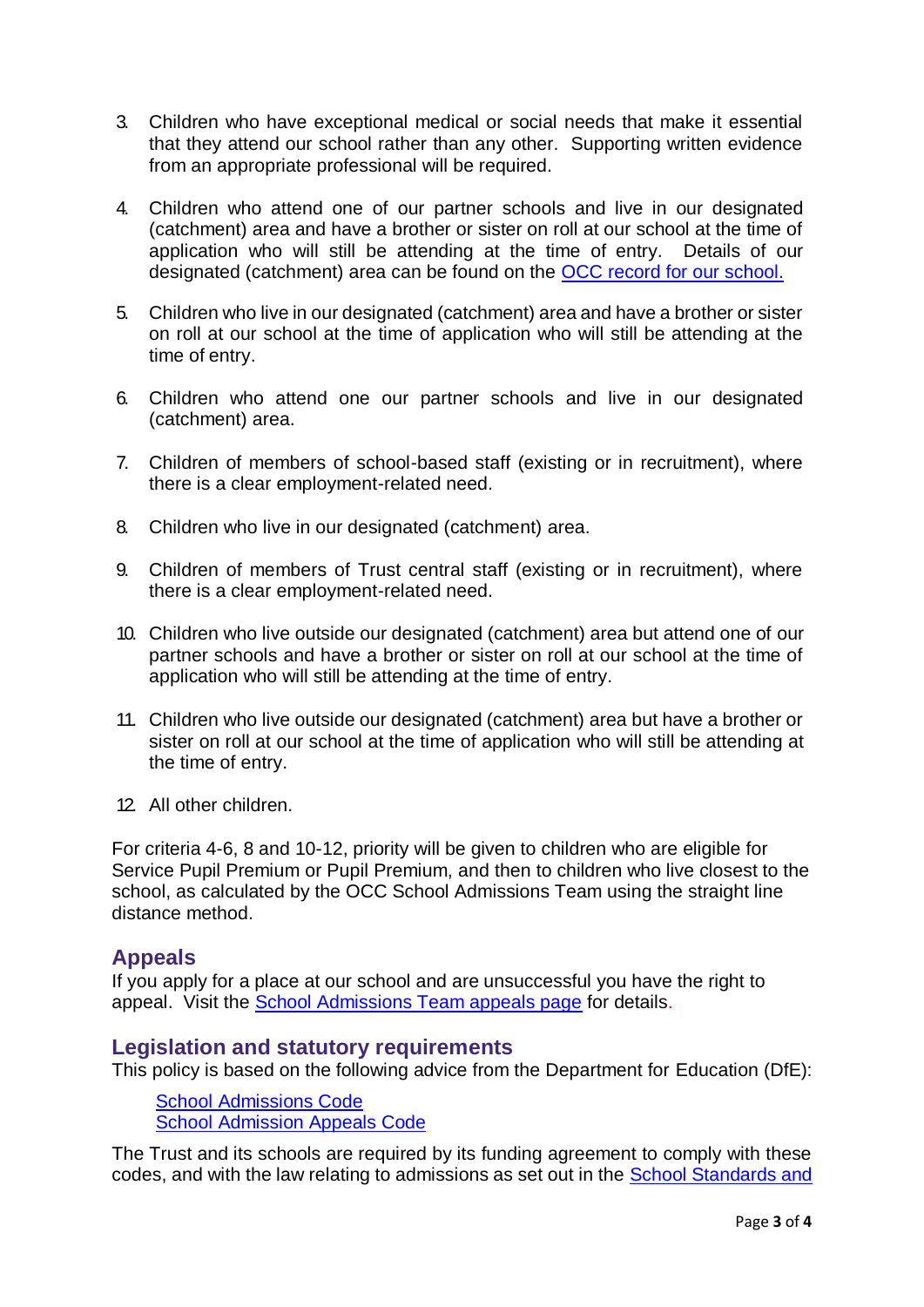3. Children who have exceptional medical or social needs that make it essential that they attend our school rather than any other. Supporting written evidence from an appropriate professional will be required.

4. Children who attend one of our partner schools and live in our designated (catchment) area and have a brother or sister on roll at our school at the time of application who will still be attending at the time of entry. Details of our designated (catchment) area can be found on the [OCC record for our school.]()

5. Children who live in our designated (catchment) area and have a brother or sister on roll at our school at the time of application who will still be attending at the time of entry.

6. Children who attend one our partner schools and live in our designated (catchment) area.

7. Children of members of school-based staff (existing or in recruitment), where there is a clear employment-related need.

8. Children who live in our designated (catchment) area.

9. Children of members of Trust central staff (existing or in recruitment), where there is a clear employment-related need.

10. Children who live outside our designated (catchment) area but attend one of our partner schools and have a brother or sister on roll at our school at the time of application who will still be attending at the time of entry.

11. Children who live outside our designated (catchment) area but have a brother or sister on roll at our school at the time of application who will still be attending at the time of entry.

12. All other children.

For criteria 4-6, 8 and 10-12, priority will be given to children who are eligible for Service Pupil Premium or Pupil Premium, and then to children who live closest to the school, as calculated by the OCC School Admissions Team using the straight line distance method.

## Appeals

If you apply for a place at our school and are unsuccessful you have the right to appeal. Visit the [School Admissions Team appeals page]() for details.

## Legislation and statutory requirements

This policy is based on the following advice from the Department for Education (DfE):

[School Admissions Code]()
[School Admission Appeals Code]()

The Trust and its schools are required by its funding agreement to comply with these codes, and with the law relating to admissions as set out in the [School Standards and]()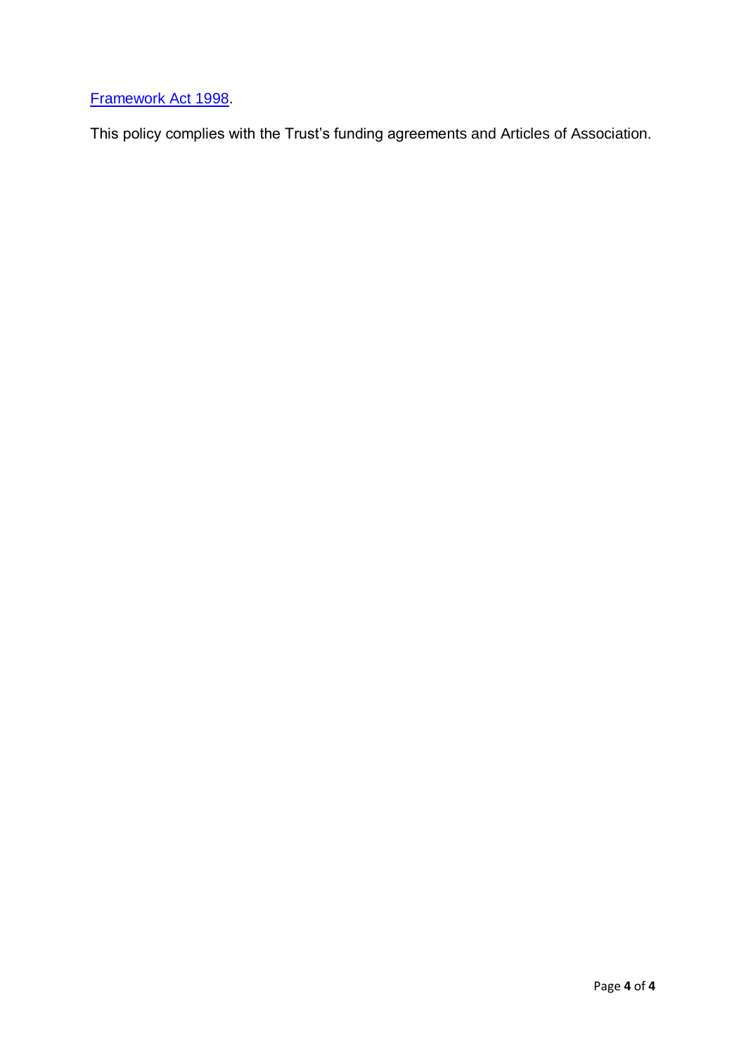[Framework Act 1998](Framework Act 1998).

This policy complies with the Trust's funding agreements and Articles of Association.